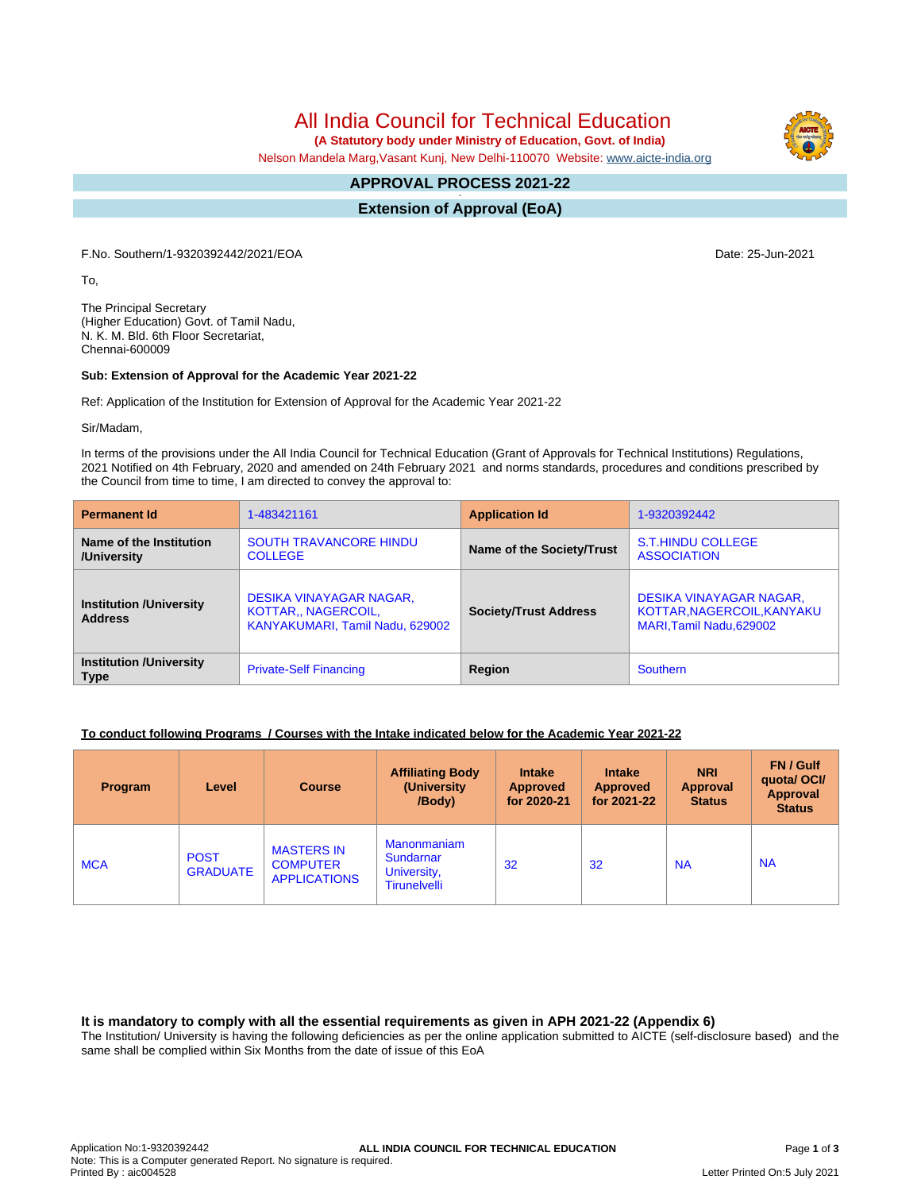# All India Council for Technical Education

**(A Statutory body under Ministry of Education, Govt. of India)**

Nelson Mandela Marg,Vasant Kunj, New Delhi-110070 Website: www.aicte-india.org

## APPROVAL PROCESS 2021-22

## Extension of Approval (EoA)

F.No. Southern/1-9320392442/2021/EOA

Date: 25-Jun-2021

To,

The Principal Secretary
(Higher Education) Govt. of Tamil Nadu,
N. K. M. Bld. 6th Floor Secretariat,
Chennai-600009

**Sub: Extension of Approval for the Academic Year 2021-22**

Ref: Application of the Institution for Extension of Approval for the Academic Year 2021-22

Sir/Madam,

In terms of the provisions under the All India Council for Technical Education (Grant of Approvals for Technical Institutions) Regulations, 2021 Notified on 4th February, 2020 and amended on 24th February 2021 and norms standards, procedures and conditions prescribed by the Council from time to time, I am directed to convey the approval to:

| **Permanent Id** | 1-483421161 | **Application Id** | 1-9320392442 |
|---|---|---|---|
| **Name of the Institution /University** | SOUTH TRAVANCORE HINDU COLLEGE | **Name of the Society/Trust** | S.T.HINDU COLLEGE ASSOCIATION |
| **Institution /University Address** | DESIKA VINAYAGAR NAGAR, KOTTAR,, NAGERCOIL, KANYAKUMARI, Tamil Nadu, 629002 | **Society/Trust Address** | DESIKA VINAYAGAR NAGAR, KOTTAR,NAGERCOIL,KANYAKUMARI,Tamil Nadu,629002 |
| **Institution /University Type** | Private-Self Financing | **Region** | Southern |

**To conduct following Programs / Courses with the Intake indicated below for the Academic Year 2021-22**

| Program | Level | Course | Affiliating Body (University /Body) | Intake Approved for 2020-21 | Intake Approved for 2021-22 | NRI Approval Status | FN / Gulf quota/ OCI/ Approval Status |
|---|---|---|---|---|---|---|---|
| MCA | POST GRADUATE | MASTERS IN COMPUTER APPLICATIONS | Manonmaniam Sundarnar University, Tirunelveli | 32 | 32 | NA | NA |

### It is mandatory to comply with all the essential requirements as given in APH 2021-22 (Appendix 6)

The Institution/ University is having the following deficiencies as per the online application submitted to AICTE (self-disclosure based) and the same shall be complied within Six Months from the date of issue of this EoA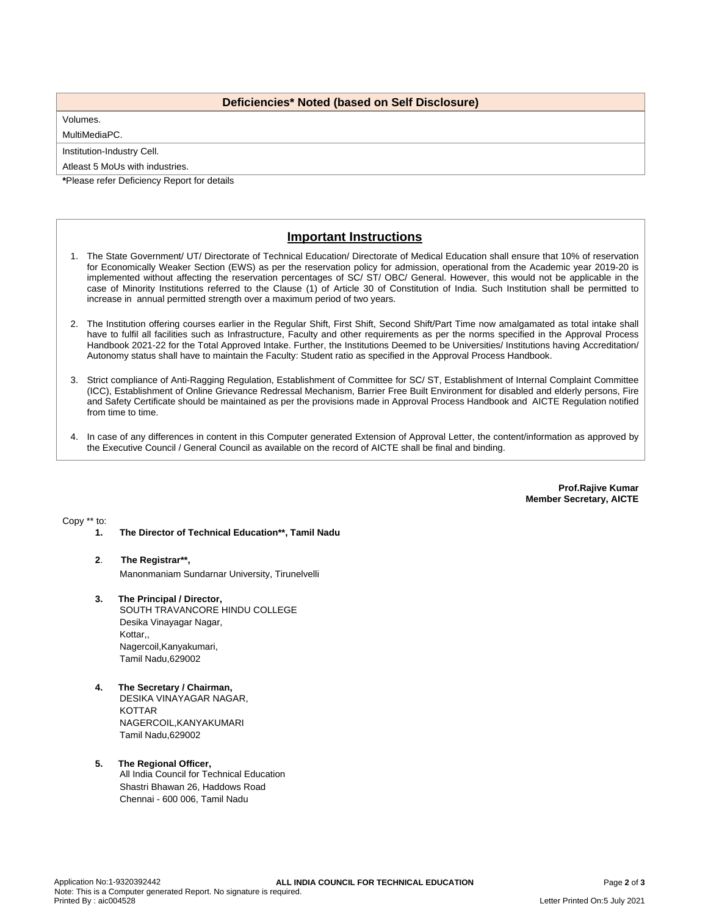| Deficiencies* Noted (based on Self Disclosure) |
|---|
| Volumes. |
| MultiMediaPC. |
| Institution-Industry Cell. |
| Atleast 5 MoUs with industries. |

**\***Please refer Deficiency Report for details

## Important Instructions

1. The State Government/ UT/ Directorate of Technical Education/ Directorate of Medical Education shall ensure that 10% of reservation for Economically Weaker Section (EWS) as per the reservation policy for admission, operational from the Academic year 2019-20 is implemented without affecting the reservation percentages of SC/ ST/ OBC/ General. However, this would not be applicable in the case of Minority Institutions referred to the Clause (1) of Article 30 of Constitution of India. Such Institution shall be permitted to increase in annual permitted strength over a maximum period of two years.

2. The Institution offering courses earlier in the Regular Shift, First Shift, Second Shift/Part Time now amalgamated as total intake shall have to fulfil all facilities such as Infrastructure, Faculty and other requirements as per the norms specified in the Approval Process Handbook 2021-22 for the Total Approved Intake. Further, the Institutions Deemed to be Universities/ Institutions having Accreditation/ Autonomy status shall have to maintain the Faculty: Student ratio as specified in the Approval Process Handbook.

3. Strict compliance of Anti-Ragging Regulation, Establishment of Committee for SC/ ST, Establishment of Internal Complaint Committee (ICC), Establishment of Online Grievance Redressal Mechanism, Barrier Free Built Environment for disabled and elderly persons, Fire and Safety Certificate should be maintained as per the provisions made in Approval Process Handbook and AICTE Regulation notified from time to time.

4. In case of any differences in content in this Computer generated Extension of Approval Letter, the content/information as approved by the Executive Council / General Council as available on the record of AICTE shall be final and binding.

**Prof.Rajive Kumar**
**Member Secretary, AICTE**

Copy ** to:

**1. The Director of Technical Education\*\*, Tamil Nadu**

**2. The Registrar\*\*,**
Manonmaniam Sundarnar University, Tirunelveli

**3. The Principal / Director,**
SOUTH TRAVANCORE HINDU COLLEGE
Desika Vinayagar Nagar,
Kottar,,
Nagercoil,Kanyakumari,
Tamil Nadu,629002

**4. The Secretary / Chairman,**
DESIKA VINAYAGAR NAGAR,
KOTTAR
NAGERCOIL,KANYAKUMARI
Tamil Nadu,629002

**5. The Regional Officer,**
All India Council for Technical Education
Shastri Bhawan 26, Haddows Road
Chennai - 600 006, Tamil Nadu

Application No:1-9320392442
Note: This is a Computer generated Report. No signature is required.
Printed By : aic004528
Letter Printed On:5 July 2021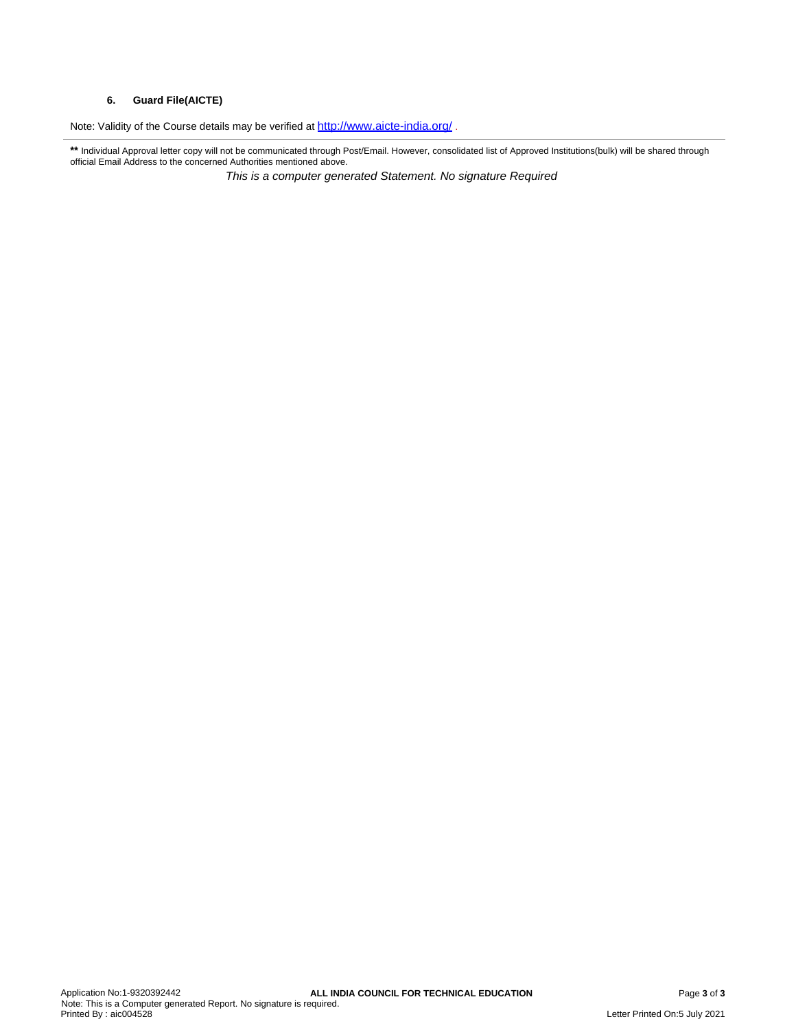6. **Guard File(AICTE)**

Note: Validity of the Course details may be verified at http://www.aicte-india.org/ .

---

**\*\*** Individual Approval letter copy will not be communicated through Post/Email. However, consolidated list of Approved Institutions(bulk) will be shared through official Email Address to the concerned Authorities mentioned above.

*This is a computer generated Statement. No signature Required*